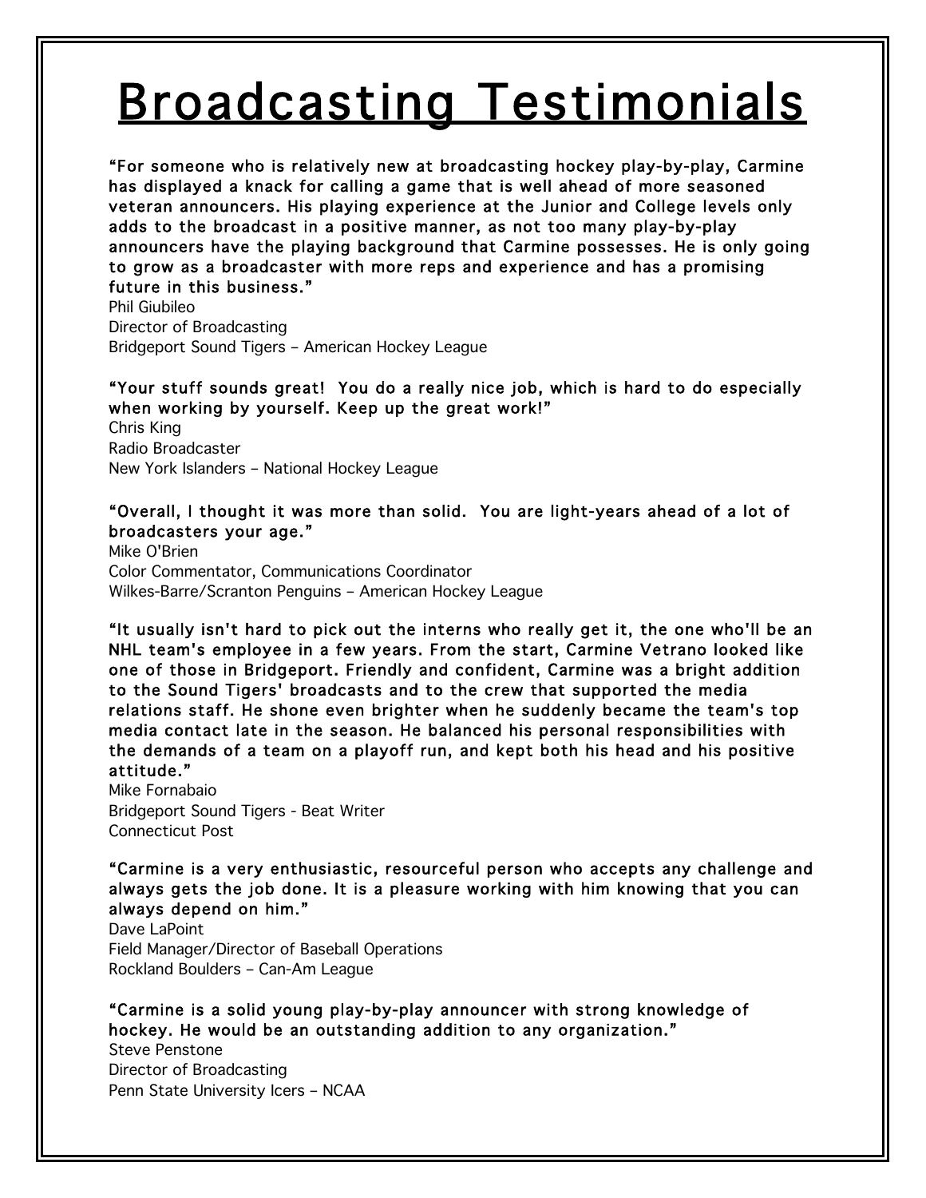# Broadcasting Testimonials

**"For someone who is relatively new at broadcasting hockey play-by-play, Carmine has displayed a knack for calling a game that is well ahead of more seasoned veteran announcers. His playing experience at the Junior and College levels only adds to the broadcast in a positive manner, as not too many play-by-play announcers have the playing background that Carmine possesses. He is only going to grow as a broadcaster with more reps and experience and has a promising future in this business."**
Phil Giubileo
Director of Broadcasting
Bridgeport Sound Tigers – American Hockey League

**"Your stuff sounds great! You do a really nice job, which is hard to do especially when working by yourself. Keep up the great work!"**
Chris King
Radio Broadcaster
New York Islanders – National Hockey League

**"Overall, I thought it was more than solid. You are light-years ahead of a lot of broadcasters your age."**
Mike O'Brien
Color Commentator, Communications Coordinator
Wilkes-Barre/Scranton Penguins – American Hockey League

**"It usually isn't hard to pick out the interns who really get it, the one who'll be an NHL team's employee in a few years. From the start, Carmine Vetrano looked like one of those in Bridgeport. Friendly and confident, Carmine was a bright addition to the Sound Tigers' broadcasts and to the crew that supported the media relations staff. He shone even brighter when he suddenly became the team's top media contact late in the season. He balanced his personal responsibilities with the demands of a team on a playoff run, and kept both his head and his positive attitude."**
Mike Fornabaio
Bridgeport Sound Tigers - Beat Writer
Connecticut Post

**"Carmine is a very enthusiastic, resourceful person who accepts any challenge and always gets the job done. It is a pleasure working with him knowing that you can always depend on him."**
Dave LaPoint
Field Manager/Director of Baseball Operations
Rockland Boulders – Can-Am League

**"Carmine is a solid young play-by-play announcer with strong knowledge of hockey. He would be an outstanding addition to any organization."**
Steve Penstone
Director of Broadcasting
Penn State University Icers – NCAA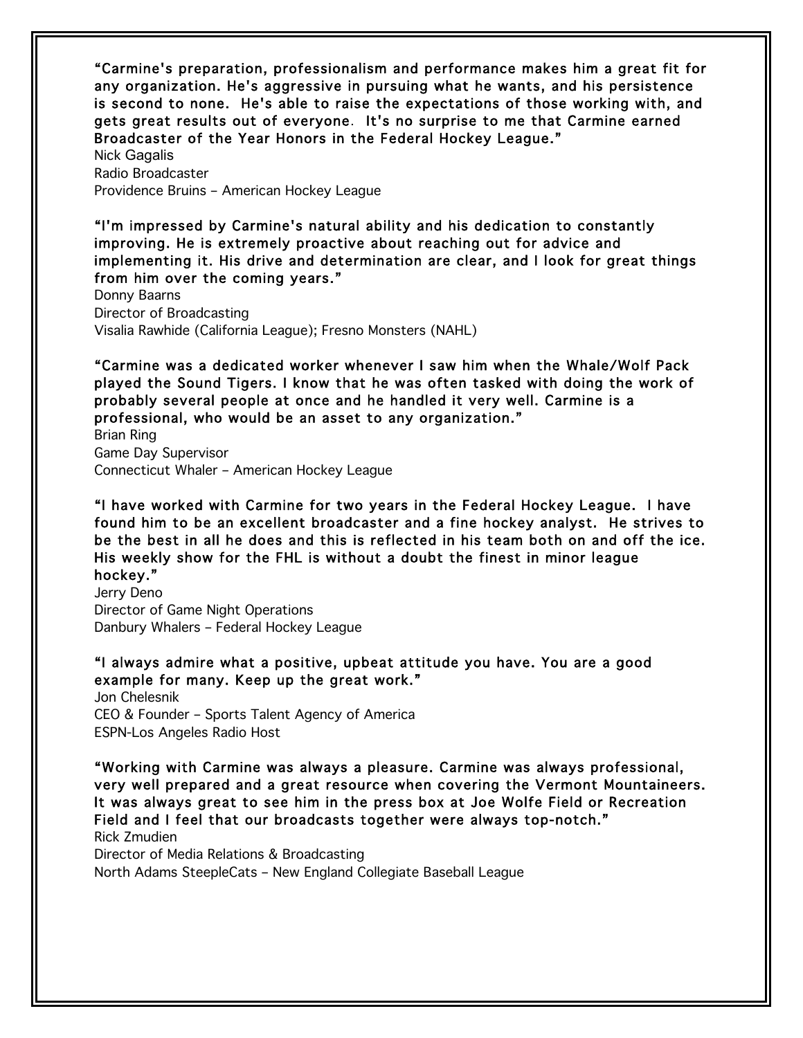**"Carmine's preparation, professionalism and performance makes him a great fit for any organization. He's aggressive in pursuing what he wants, and his persistence is second to none. He's able to raise the expectations of those working with, and gets great results out of everyone. It's no surprise to me that Carmine earned Broadcaster of the Year Honors in the Federal Hockey League."**

Nick Gagalis
Radio Broadcaster
Providence Bruins – American Hockey League

**"I'm impressed by Carmine's natural ability and his dedication to constantly improving. He is extremely proactive about reaching out for advice and implementing it. His drive and determination are clear, and I look for great things from him over the coming years."**

Donny Baarns
Director of Broadcasting
Visalia Rawhide (California League); Fresno Monsters (NAHL)

**"Carmine was a dedicated worker whenever I saw him when the Whale/Wolf Pack played the Sound Tigers. I know that he was often tasked with doing the work of probably several people at once and he handled it very well. Carmine is a professional, who would be an asset to any organization."**

Brian Ring
Game Day Supervisor
Connecticut Whaler – American Hockey League

**"I have worked with Carmine for two years in the Federal Hockey League. I have found him to be an excellent broadcaster and a fine hockey analyst. He strives to be the best in all he does and this is reflected in his team both on and off the ice. His weekly show for the FHL is without a doubt the finest in minor league hockey."**

Jerry Deno
Director of Game Night Operations
Danbury Whalers – Federal Hockey League

**"I always admire what a positive, upbeat attitude you have. You are a good example for many. Keep up the great work."**

Jon Chelesnik
CEO & Founder – Sports Talent Agency of America
ESPN-Los Angeles Radio Host

**"Working with Carmine was always a pleasure. Carmine was always professional, very well prepared and a great resource when covering the Vermont Mountaineers. It was always great to see him in the press box at Joe Wolfe Field or Recreation Field and I feel that our broadcasts together were always top-notch."**

Rick Zmudien
Director of Media Relations & Broadcasting
North Adams SteepleCats – New England Collegiate Baseball League